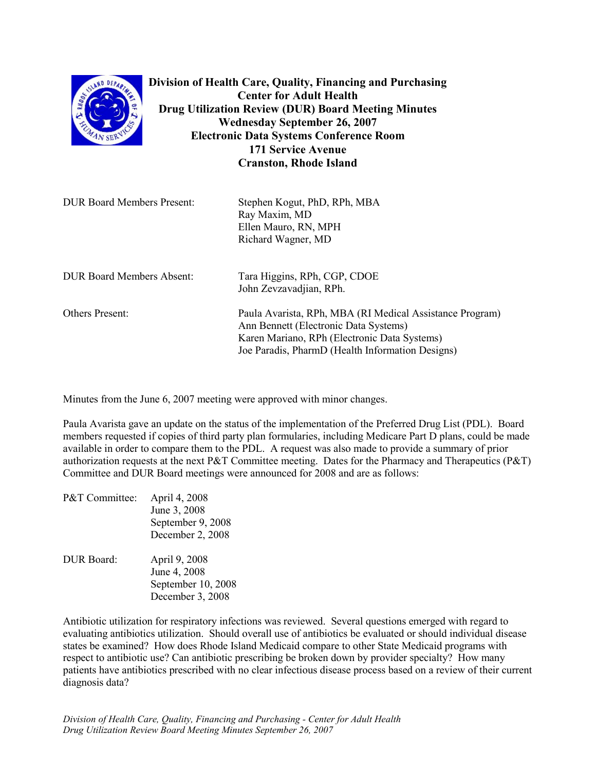# Division of Health Care, Quality, Financing and Purchasing
## Center for Adult Health
## Drug Utilization Review (DUR) Board Meeting Minutes
**Wednesday September 26, 2007**
**Electronic Data Systems Conference Room**
**171 Service Avenue**
**Cranston, Rhode Island**

| | |
|---|---|
| DUR Board Members Present: | Stephen Kogut, PhD, RPh, MBA<br>Ray Maxim, MD<br>Ellen Mauro, RN, MPH<br>Richard Wagner, MD |
| DUR Board Members Absent: | Tara Higgins, RPh, CGP, CDOE<br>John Zevzavadjian, RPh. |
| Others Present: | Paula Avarista, RPh, MBA (RI Medical Assistance Program)<br>Ann Bennett (Electronic Data Systems)<br>Karen Mariano, RPh (Electronic Data Systems)<br>Joe Paradis, PharmD (Health Information Designs) |

Minutes from the June 6, 2007 meeting were approved with minor changes.

Paula Avarista gave an update on the status of the implementation of the Preferred Drug List (PDL). Board members requested if copies of third party plan formularies, including Medicare Part D plans, could be made available in order to compare them to the PDL. A request was also made to provide a summary of prior authorization requests at the next P&T Committee meeting. Dates for the Pharmacy and Therapeutics (P&T) Committee and DUR Board meetings were announced for 2008 and are as follows:

| | |
|---|---|
| P&T Committee: | April 4, 2008<br>June 3, 2008<br>September 9, 2008<br>December 2, 2008 |
| DUR Board: | April 9, 2008<br>June 4, 2008<br>September 10, 2008<br>December 3, 2008 |

Antibiotic utilization for respiratory infections was reviewed. Several questions emerged with regard to evaluating antibiotics utilization. Should overall use of antibiotics be evaluated or should individual disease states be examined? How does Rhode Island Medicaid compare to other State Medicaid programs with respect to antibiotic use? Can antibiotic prescribing be broken down by provider specialty? How many patients have antibiotics prescribed with no clear infectious disease process based on a review of their current diagnosis data?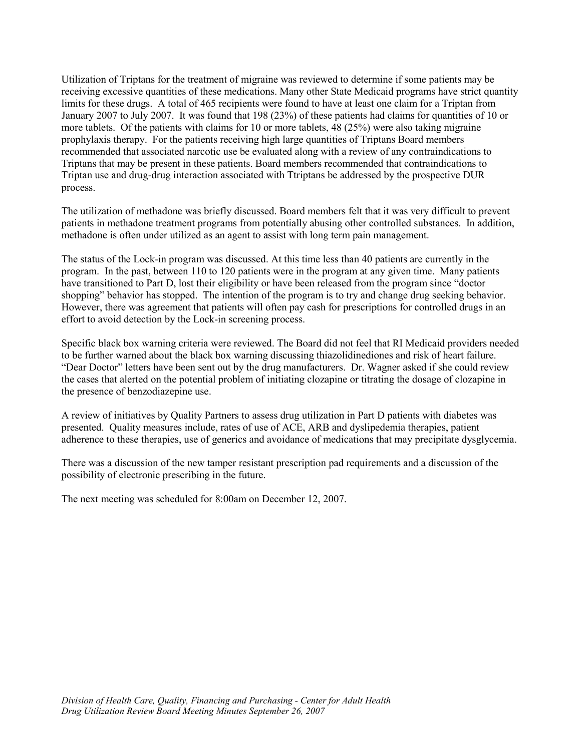Utilization of Triptans for the treatment of migraine was reviewed to determine if some patients may be receiving excessive quantities of these medications. Many other State Medicaid programs have strict quantity limits for these drugs. A total of 465 recipients were found to have at least one claim for a Triptan from January 2007 to July 2007. It was found that 198 (23%) of these patients had claims for quantities of 10 or more tablets. Of the patients with claims for 10 or more tablets, 48 (25%) were also taking migraine prophylaxis therapy. For the patients receiving high large quantities of Triptans Board members recommended that associated narcotic use be evaluated along with a review of any contraindications to Triptans that may be present in these patients. Board members recommended that contraindications to Triptan use and drug-drug interaction associated with Ttriptans be addressed by the prospective DUR process.

The utilization of methadone was briefly discussed. Board members felt that it was very difficult to prevent patients in methadone treatment programs from potentially abusing other controlled substances. In addition, methadone is often under utilized as an agent to assist with long term pain management.

The status of the Lock-in program was discussed. At this time less than 40 patients are currently in the program. In the past, between 110 to 120 patients were in the program at any given time. Many patients have transitioned to Part D, lost their eligibility or have been released from the program since "doctor shopping" behavior has stopped. The intention of the program is to try and change drug seeking behavior. However, there was agreement that patients will often pay cash for prescriptions for controlled drugs in an effort to avoid detection by the Lock-in screening process.

Specific black box warning criteria were reviewed. The Board did not feel that RI Medicaid providers needed to be further warned about the black box warning discussing thiazolidinediones and risk of heart failure. "Dear Doctor" letters have been sent out by the drug manufacturers. Dr. Wagner asked if she could review the cases that alerted on the potential problem of initiating clozapine or titrating the dosage of clozapine in the presence of benzodiazepine use.

A review of initiatives by Quality Partners to assess drug utilization in Part D patients with diabetes was presented. Quality measures include, rates of use of ACE, ARB and dyslipedemia therapies, patient adherence to these therapies, use of generics and avoidance of medications that may precipitate dysglycemia.

There was a discussion of the new tamper resistant prescription pad requirements and a discussion of the possibility of electronic prescribing in the future.

The next meeting was scheduled for 8:00am on December 12, 2007.